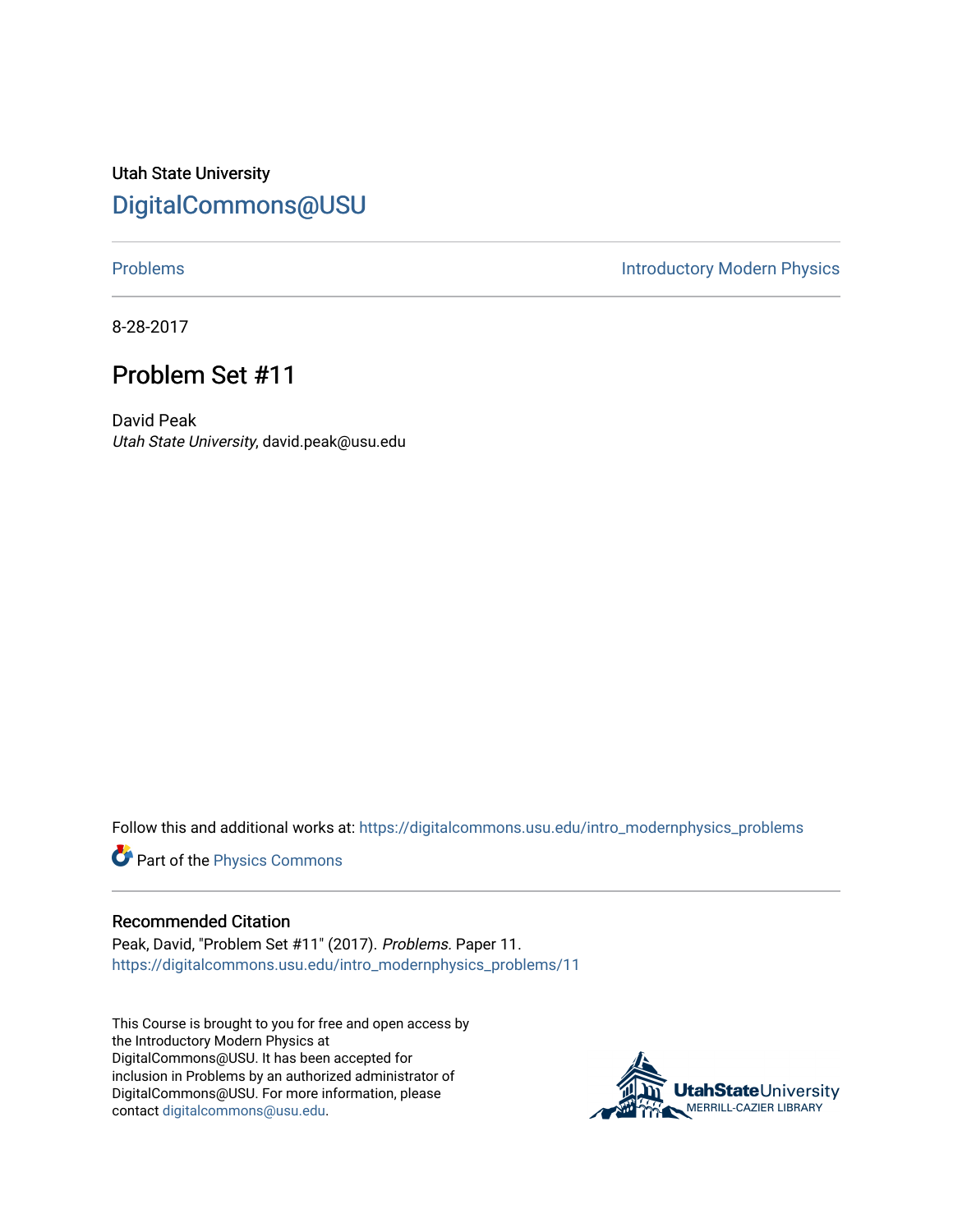Utah State University

# DigitalCommons@USU

Problems | Introductory Modern Physics

8-28-2017

## Problem Set #11

David Peak
*Utah State University*, david.peak@usu.edu

Follow this and additional works at: https://digitalcommons.usu.edu/intro_modernphysics_problems

Part of the Physics Commons

### Recommended Citation

Peak, David, "Problem Set #11" (2017). *Problems.* Paper 11.
https://digitalcommons.usu.edu/intro_modernphysics_problems/11

This Course is brought to you for free and open access by the Introductory Modern Physics at DigitalCommons@USU. It has been accepted for inclusion in Problems by an authorized administrator of DigitalCommons@USU. For more information, please contact digitalcommons@usu.edu.

UtahStateUniversity
MERRILL-CAZIER LIBRARY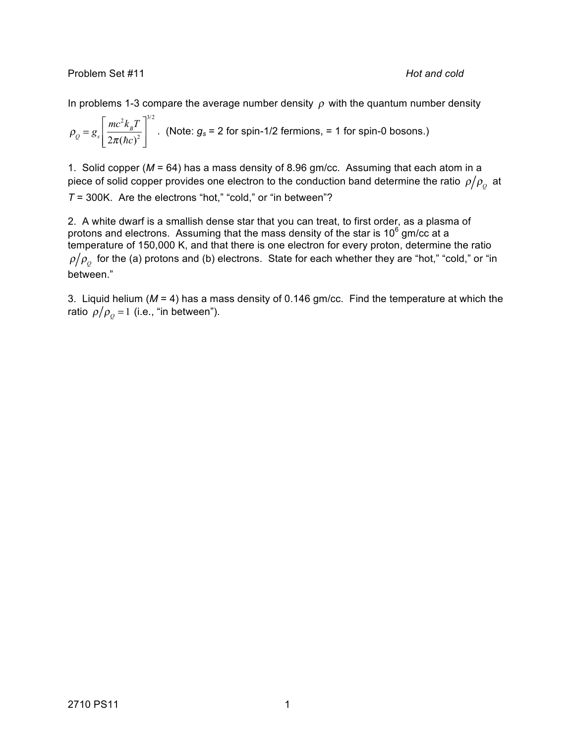Problem Set #11 *Hot and cold*

In problems 1-3 compare the average number density $\rho$ with the quantum number density $\rho_Q = g_s \left[ \frac{mc^2 k_B T}{2\pi(\hbar c)^2} \right]^{3/2}$. (Note: $g_s$ = 2 for spin-1/2 fermions, = 1 for spin-0 bosons.)

1. Solid copper ($M$ = 64) has a mass density of 8.96 gm/cc. Assuming that each atom in a piece of solid copper provides one electron to the conduction band determine the ratio $\rho/\rho_Q$ at $T$ = 300K. Are the electrons "hot," "cold," or "in between"?

2. A white dwarf is a smallish dense star that you can treat, to first order, as a plasma of protons and electrons. Assuming that the mass density of the star is $10^6$ gm/cc at a temperature of 150,000 K, and that there is one electron for every proton, determine the ratio $\rho/\rho_Q$ for the (a) protons and (b) electrons. State for each whether they are "hot," "cold," or "in between."

3. Liquid helium ($M$ = 4) has a mass density of 0.146 gm/cc. Find the temperature at which the ratio $\rho/\rho_Q = 1$ (i.e., "in between").